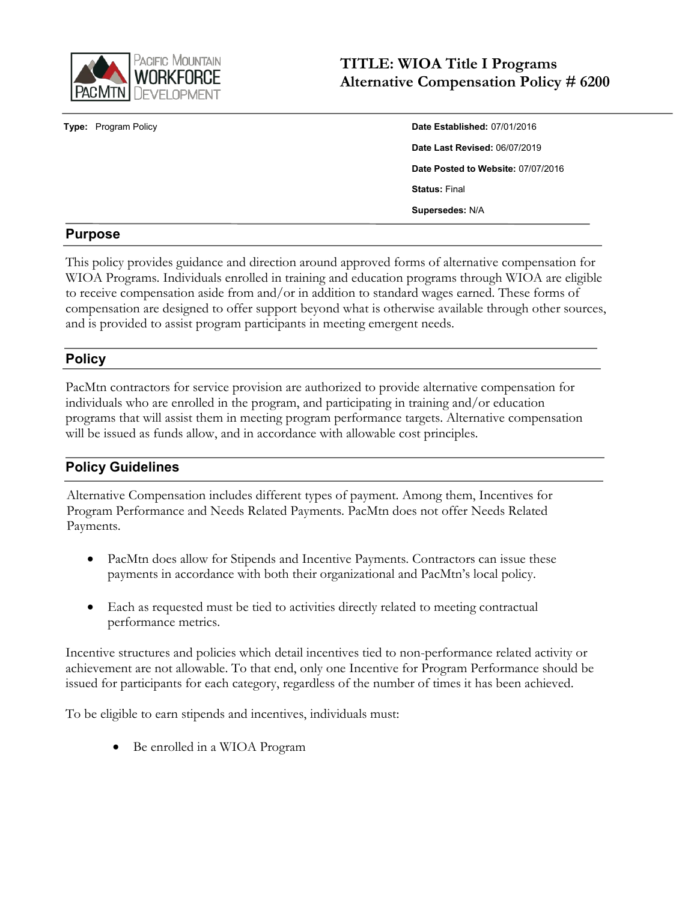# TITLE: WIOA Title I Programs Alternative Compensation Policy # 6200

**Type:** Program Policy

**Date Established:** 07/01/2016

**Date Last Revised:** 06/07/2019

**Date Posted to Website:** 07/07/2016

**Status:** Final

**Supersedes:** N/A

## Purpose

This policy provides guidance and direction around approved forms of alternative compensation for WIOA Programs. Individuals enrolled in training and education programs through WIOA are eligible to receive compensation aside from and/or in addition to standard wages earned. These forms of compensation are designed to offer support beyond what is otherwise available through other sources, and is provided to assist program participants in meeting emergent needs.

## Policy

PacMtn contractors for service provision are authorized to provide alternative compensation for individuals who are enrolled in the program, and participating in training and/or education programs that will assist them in meeting program performance targets. Alternative compensation will be issued as funds allow, and in accordance with allowable cost principles.

## Policy Guidelines

Alternative Compensation includes different types of payment. Among them, Incentives for Program Performance and Needs Related Payments. PacMtn does not offer Needs Related Payments.

- PacMtn does allow for Stipends and Incentive Payments. Contractors can issue these payments in accordance with both their organizational and PacMtn's local policy.
- Each as requested must be tied to activities directly related to meeting contractual performance metrics.

Incentive structures and policies which detail incentives tied to non-performance related activity or achievement are not allowable. To that end, only one Incentive for Program Performance should be issued for participants for each category, regardless of the number of times it has been achieved.

To be eligible to earn stipends and incentives, individuals must:

- Be enrolled in a WIOA Program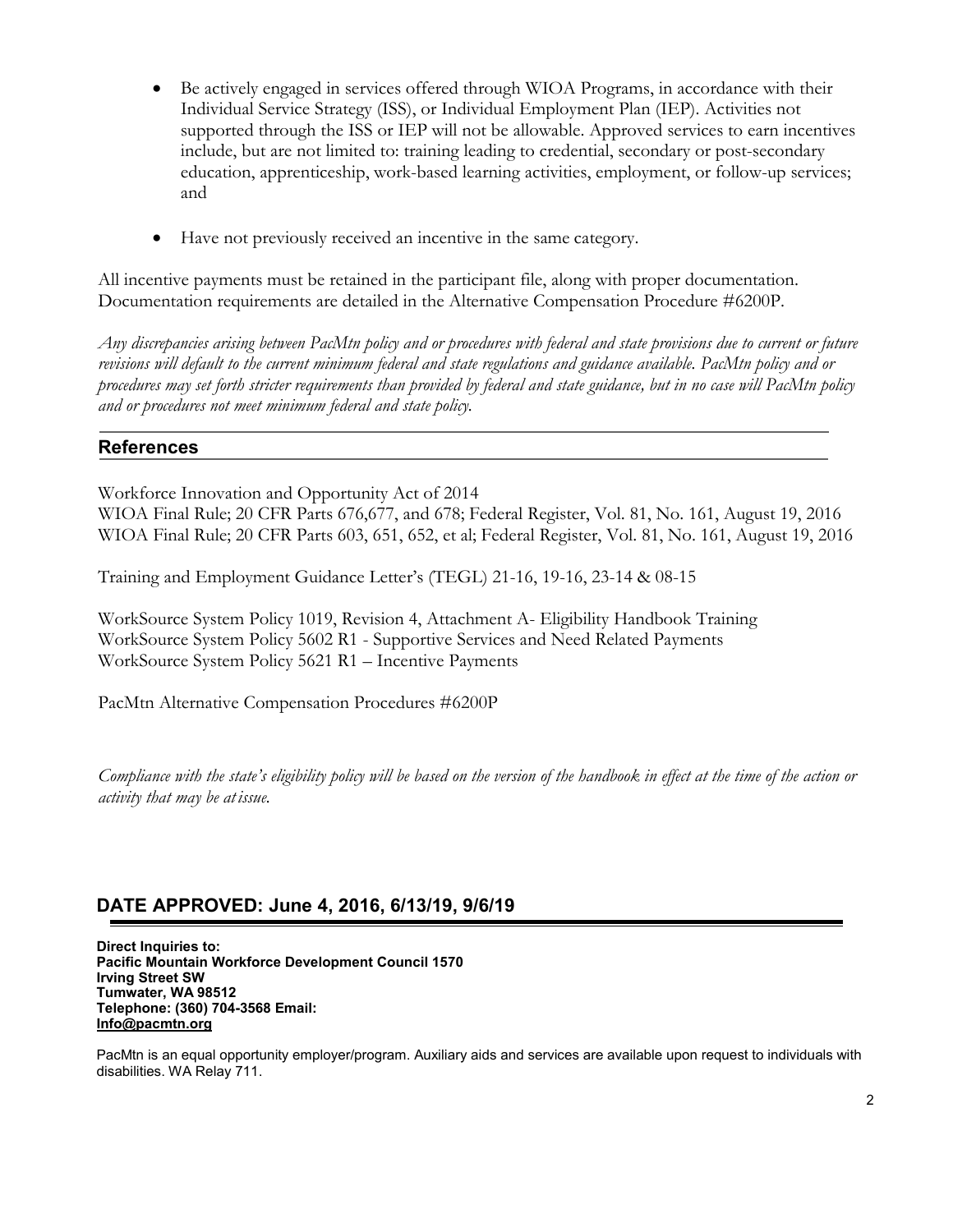- Be actively engaged in services offered through WIOA Programs, in accordance with their Individual Service Strategy (ISS), or Individual Employment Plan (IEP). Activities not supported through the ISS or IEP will not be allowable. Approved services to earn incentives include, but are not limited to: training leading to credential, secondary or post-secondary education, apprenticeship, work-based learning activities, employment, or follow-up services; and

- Have not previously received an incentive in the same category.

All incentive payments must be retained in the participant file, along with proper documentation. Documentation requirements are detailed in the Alternative Compensation Procedure #6200P.

*Any discrepancies arising between PacMtn policy and or procedures with federal and state provisions due to current or future revisions will default to the current minimum federal and state regulations and guidance available. PacMtn policy and or procedures may set forth stricter requirements than provided by federal and state guidance, but in no case will PacMtn policy and or procedures not meet minimum federal and state policy.*

## References

Workforce Innovation and Opportunity Act of 2014
WIOA Final Rule; 20 CFR Parts 676,677, and 678; Federal Register, Vol. 81, No. 161, August 19, 2016
WIOA Final Rule; 20 CFR Parts 603, 651, 652, et al; Federal Register, Vol. 81, No. 161, August 19, 2016

Training and Employment Guidance Letter's (TEGL) 21-16, 19-16, 23-14 & 08-15

WorkSource System Policy 1019, Revision 4, Attachment A- Eligibility Handbook Training
WorkSource System Policy 5602 R1 - Supportive Services and Need Related Payments
WorkSource System Policy 5621 R1 – Incentive Payments

PacMtn Alternative Compensation Procedures #6200P

*Compliance with the state's eligibility policy will be based on the version of the handbook in effect at the time of the action or activity that may be at issue.*

## DATE APPROVED: June 4, 2016, 6/13/19, 9/6/19

**Direct Inquiries to:**
**Pacific Mountain Workforce Development Council 1570 Irving Street SW**
**Tumwater, WA 98512**
**Telephone: (360) 704-3568 Email:**
**Info@pacmtn.org**

PacMtn is an equal opportunity employer/program. Auxiliary aids and services are available upon request to individuals with disabilities. WA Relay 711.